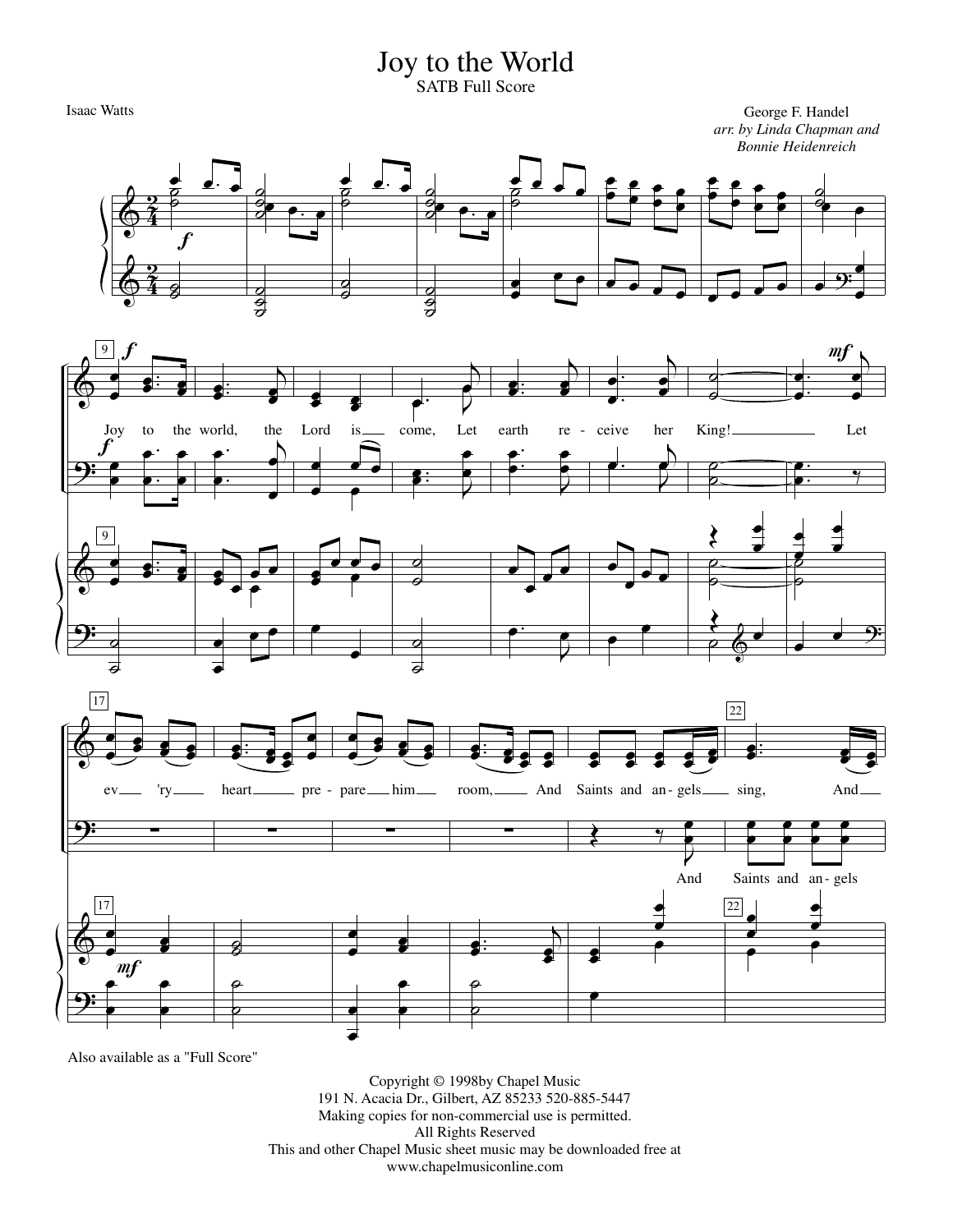# Joy to the World

SATB Full Score

Isaac Watts

George F. Handel
*arr. by Linda Chapman and Bonnie Heidenreich*

Joy to the world, the Lord is come, Let earth re - ceive her King! Let ev 'ry heart pre - pare him room, And Saints and an - gels sing, And

And Saints and an - gels

Also available as a "Full Score"

Copyright © 1998by Chapel Music
191 N. Acacia Dr., Gilbert, AZ 85233 520-885-5447
Making copies for non-commercial use is permitted.
All Rights Reserved
This and other Chapel Music sheet music may be downloaded free at
www.chapelmusiconline.com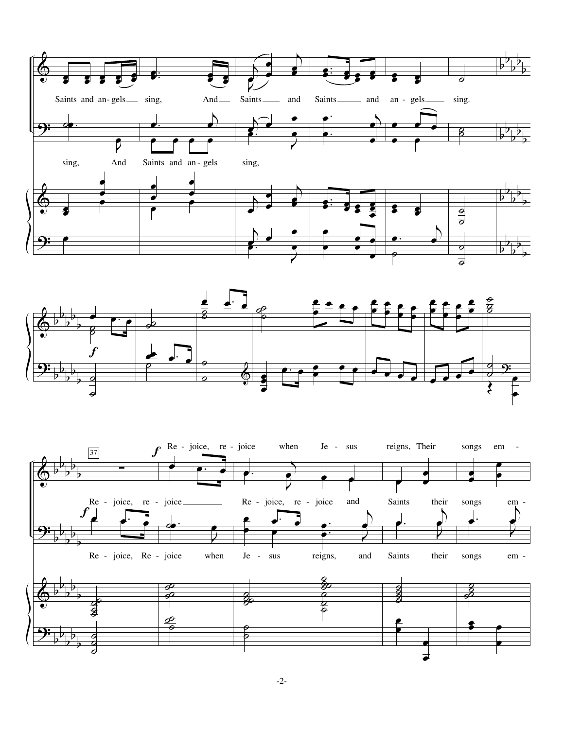Saints and an - gels sing, And Saints and Saints and an - gels sing.

sing, And Saints and an - gels sing,

37

*f* Re - joice, re - joice when Je - sus reigns, Their songs em -

Re - joice, re - joice Re - joice, re - joice and Saints their songs em -

*f* Re - joice, Re - joice when Je - sus reigns, and Saints their songs em -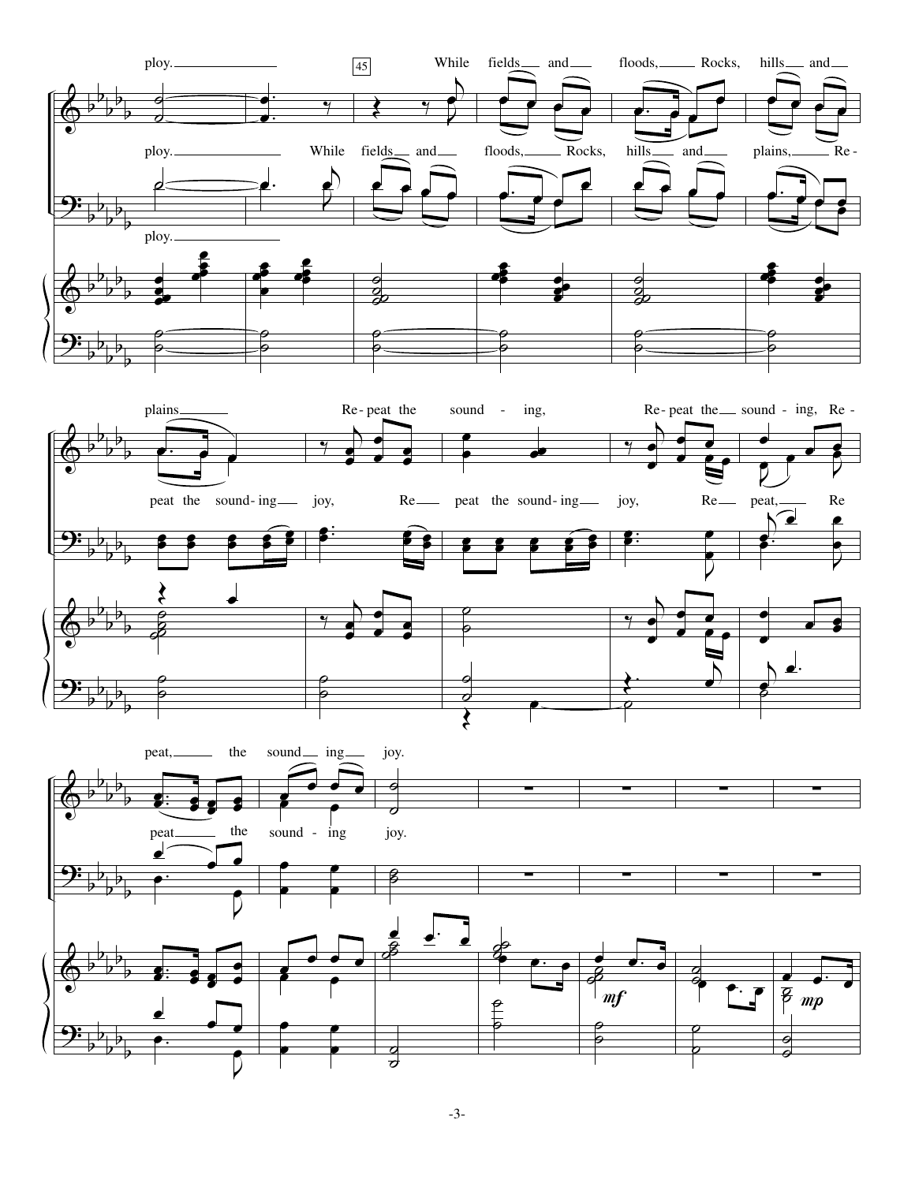ploy. While fields and floods, Rocks, hills and plains Re-peat the sound-ing, Re-peat the sound-ing, Re-peat, the sound ing joy.

ploy. While fields and floods, Rocks, hills and plains, Re-peat the sound-ing joy, Re peat the sound-ing joy, Re peat, Re peat the sound-ing joy.

ploy.

45

*mf*

*mp*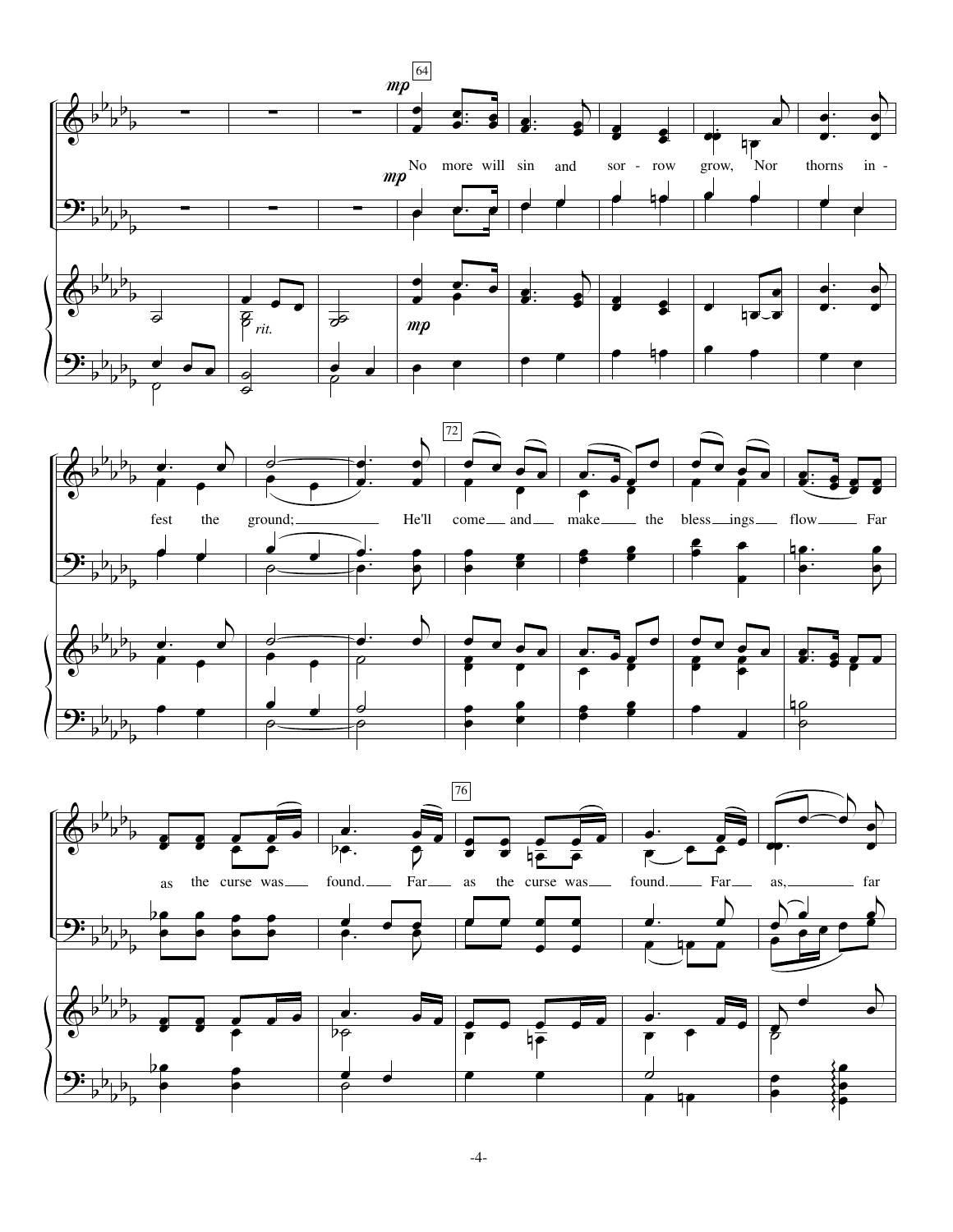64

*mp*

No more will sin and sor - row grow, Nor thorns in - fest the ground; He'll come and make the bless ings flow Far as the curse was found. Far as the curse was found. Far as, far

*mp*

*rit.*

*mp*

72

76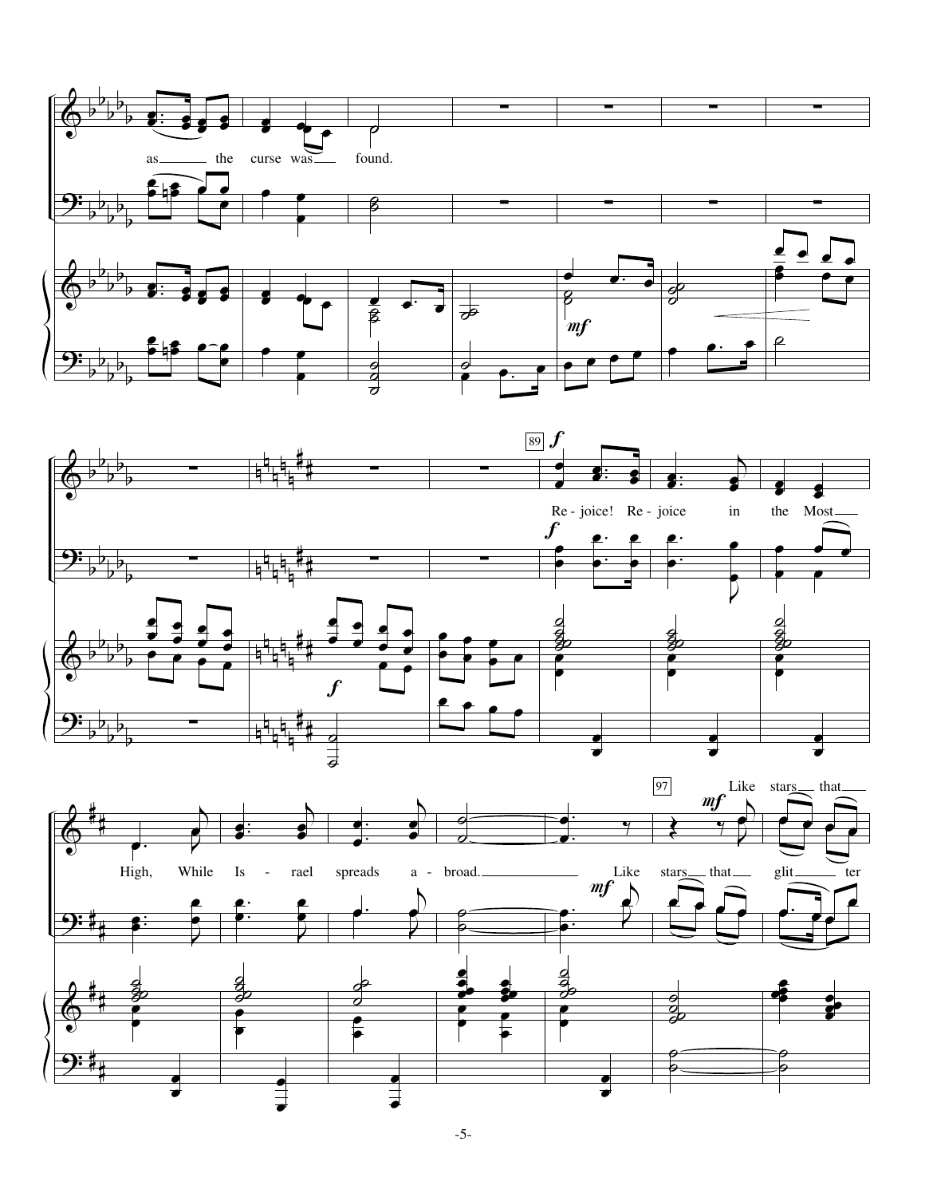as the curse was found.

Re - joice! Re - joice in the Most High, While Is - rael spreads a - broad.

Like stars that glit ter

Like stars that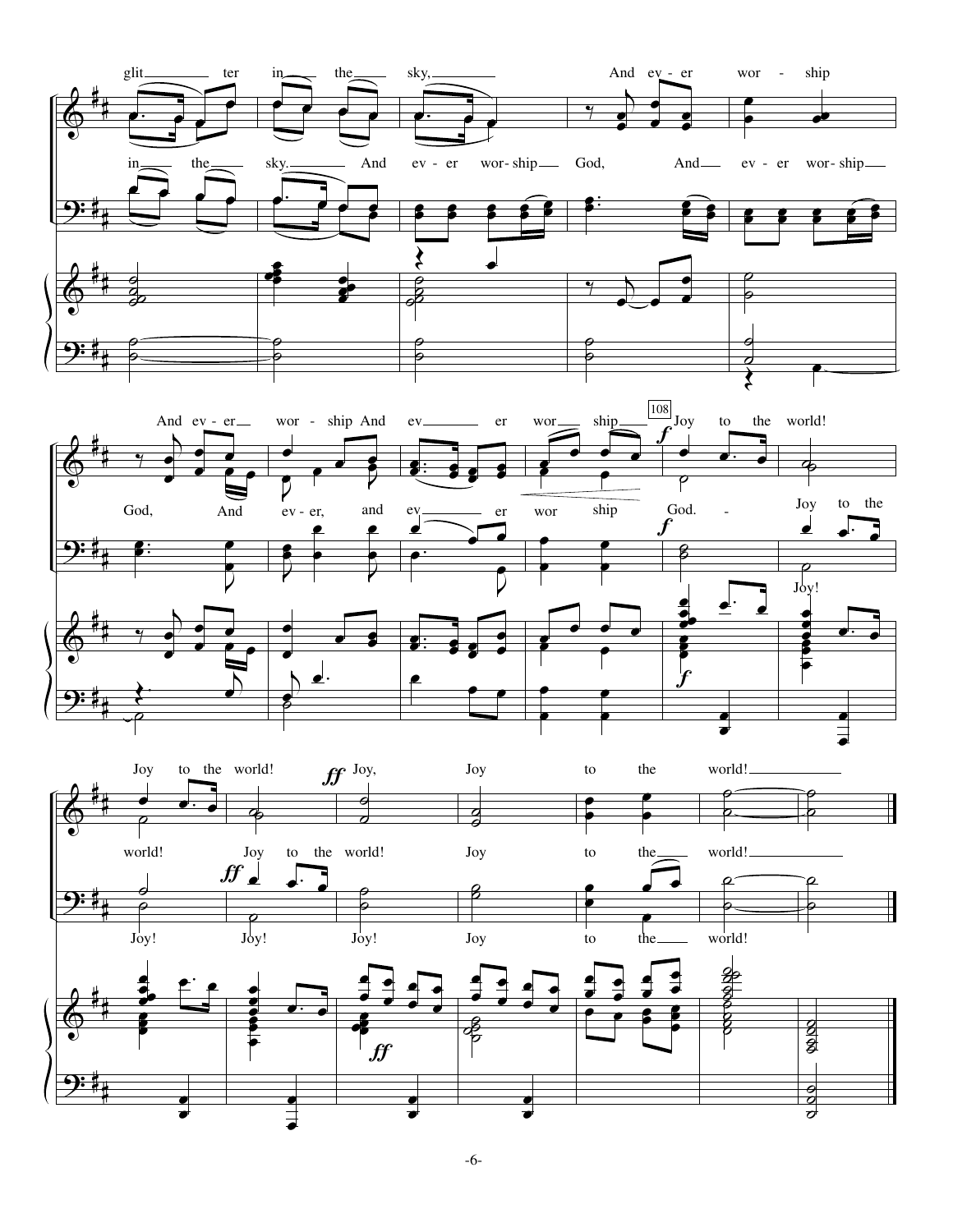glit - ter in the sky, And ev - er wor - ship

in the sky. And ev - er wor - ship God, And ev - er wor - ship

And ev - er wor - ship And ev - er wor - ship Joy to the world!

God, And ev - er, and ev - er wor ship God. - Joy to the

Joy!

108

*f*

Joy to the world! Joy, Joy to the world!

world! Joy to the world! Joy to the world!

Joy! Joy! Joy! Joy to the world!

*ff*